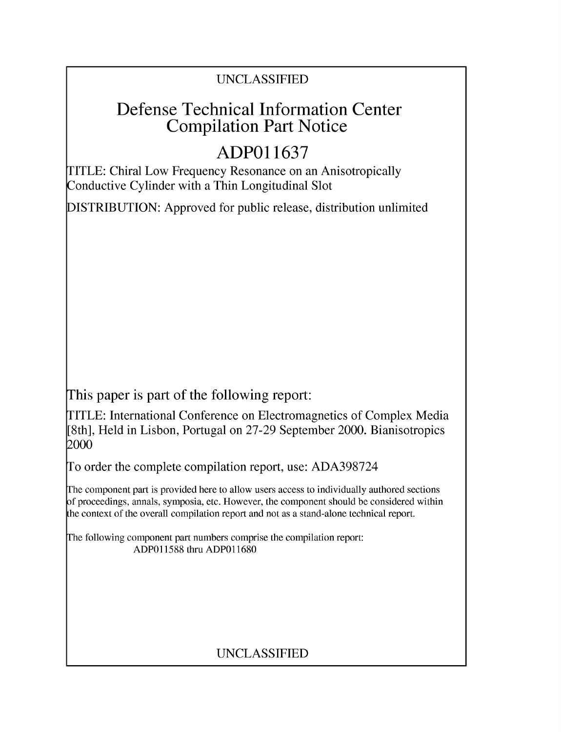UNCLASSIFIED

# Defense Technical Information Center Compilation Part Notice

## ADP011637

TITLE: Chiral Low Frequency Resonance on an Anisotropically Conductive Cylinder with a Thin Longitudinal Slot

DISTRIBUTION: Approved for public release, distribution unlimited

This paper is part of the following report:

TITLE: International Conference on Electromagnetics of Complex Media [8th], Held in Lisbon, Portugal on 27-29 September 2000. Bianisotropics 2000

To order the complete compilation report, use: ADA398724

The component part is provided here to allow users access to individually authored sections of proceedings, annals, symposia, etc. However, the component should be considered within the context of the overall compilation report and not as a stand-alone technical report.

The following component part numbers comprise the compilation report:
ADP011588 thru ADP011680

UNCLASSIFIED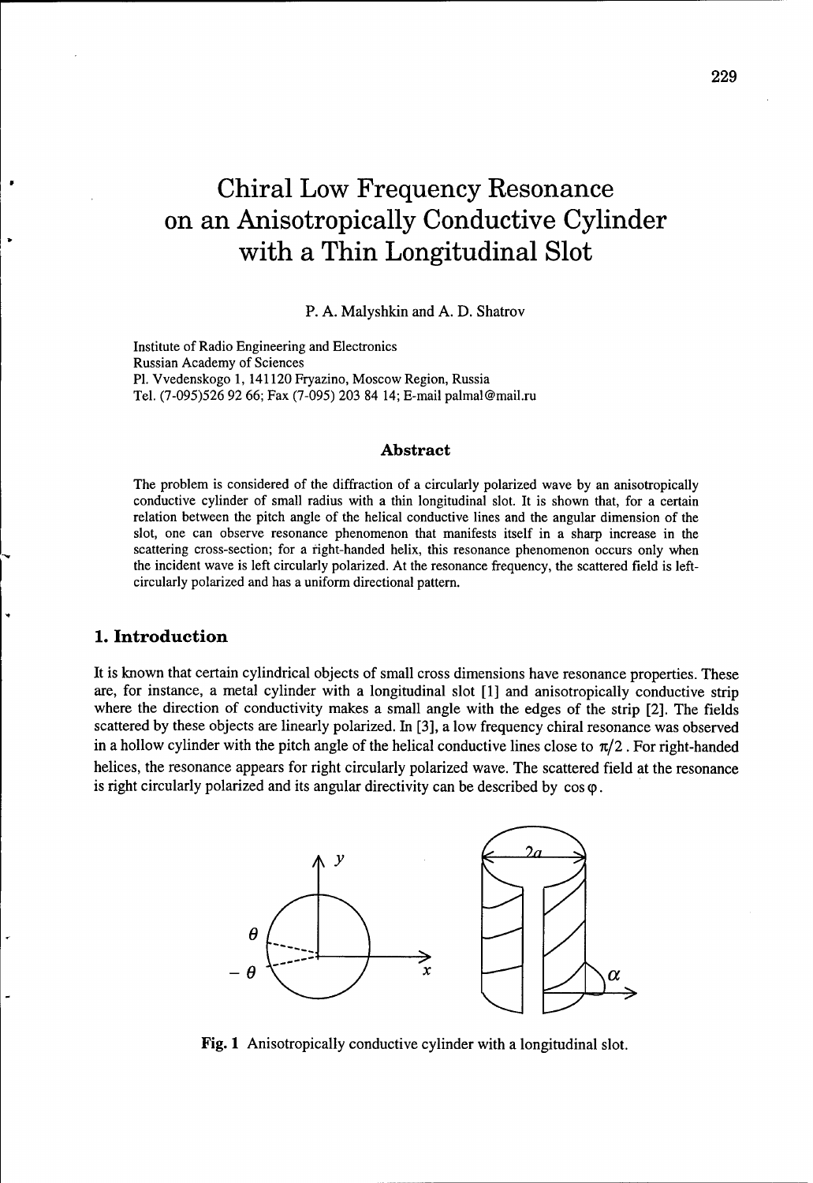# Chiral Low Frequency Resonance on an Anisotropically Conductive Cylinder with a Thin Longitudinal Slot

P. A. Malyshkin and A. D. Shatrov

Institute of Radio Engineering and Electronics
Russian Academy of Sciences
Pl. Vvedenskogo 1, 141120 Fryazino, Moscow Region, Russia
Tel. (7-095)526 92 66; Fax (7-095) 203 84 14; E-mail palmal@mail.ru

### Abstract

The problem is considered of the diffraction of a circularly polarized wave by an anisotropically conductive cylinder of small radius with a thin longitudinal slot. It is shown that, for a certain relation between the pitch angle of the helical conductive lines and the angular dimension of the slot, one can observe resonance phenomenon that manifests itself in a sharp increase in the scattering cross-section; for a right-handed helix, this resonance phenomenon occurs only when the incident wave is left circularly polarized. At the resonance frequency, the scattered field is left-circularly polarized and has a uniform directional pattern.

## 1. Introduction

It is known that certain cylindrical objects of small cross dimensions have resonance properties. These are, for instance, a metal cylinder with a longitudinal slot [1] and anisotropically conductive strip where the direction of conductivity makes a small angle with the edges of the strip [2]. The fields scattered by these objects are linearly polarized. In [3], a low frequency chiral resonance was observed in a hollow cylinder with the pitch angle of the helical conductive lines close to $\pi/2$. For right-handed helices, the resonance appears for right circularly polarized wave. The scattered field at the resonance is right circularly polarized and its angular directivity can be described by $\cos\varphi$.

**Fig. 1** Anisotropically conductive cylinder with a longitudinal slot.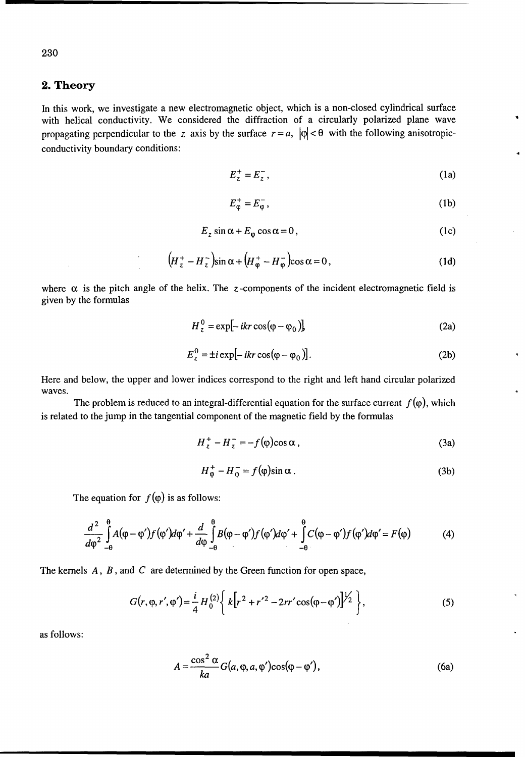## 2. Theory

In this work, we investigate a new electromagnetic object, which is a non-closed cylindrical surface with helical conductivity. We considered the diffraction of a circularly polarized plane wave propagating perpendicular to the $z$ axis by the surface $r = a$, $|\varphi| < \theta$ with the following anisotropic-conductivity boundary conditions:

$$E_z^+ = E_z^-, \tag{1a}$$

$$E_\varphi^+ = E_\varphi^-, \tag{1b}$$

$$E_z \sin\alpha + E_\varphi \cos\alpha = 0, \tag{1c}$$

$$\left(H_z^+ - H_z^-\right)\sin\alpha + \left(H_\varphi^+ - H_\varphi^-\right)\cos\alpha = 0, \tag{1d}$$

where $\alpha$ is the pitch angle of the helix. The $z$-components of the incident electromagnetic field is given by the formulas

$$H_z^0 = \exp[-ikr\cos(\varphi - \varphi_0)], \tag{2a}$$

$$E_z^0 = \pm i \exp[-ikr\cos(\varphi - \varphi_0)]. \tag{2b}$$

Here and below, the upper and lower indices correspond to the right and left hand circular polarized waves.

The problem is reduced to an integral-differential equation for the surface current $f(\varphi)$, which is related to the jump in the tangential component of the magnetic field by the formulas

$$H_z^+ - H_z^- = -f(\varphi)\cos\alpha, \tag{3a}$$

$$H_\varphi^+ - H_\varphi^- = f(\varphi)\sin\alpha. \tag{3b}$$

The equation for $f(\varphi)$ is as follows:

$$\frac{d^2}{d\varphi^2}\int_{-\theta}^{\theta} A(\varphi - \varphi')f(\varphi')d\varphi' + \frac{d}{d\varphi}\int_{-\theta}^{\theta} B(\varphi - \varphi')f(\varphi')d\varphi' + \int_{-\theta}^{\theta} C(\varphi - \varphi')f(\varphi')d\varphi' = F(\varphi) \tag{4}$$

The kernels $A$, $B$, and $C$ are determined by the Green function for open space,

$$G(r,\varphi,r',\varphi') = \frac{i}{4}H_0^{(2)}\left\{ k\left[r^2 + r'^2 - 2rr'\cos(\varphi - \varphi')\right]^{1/2} \right\}, \tag{5}$$

as follows:

$$A = \frac{\cos^2\alpha}{ka}G(a,\varphi,a,\varphi')\cos(\varphi - \varphi'), \tag{6a}$$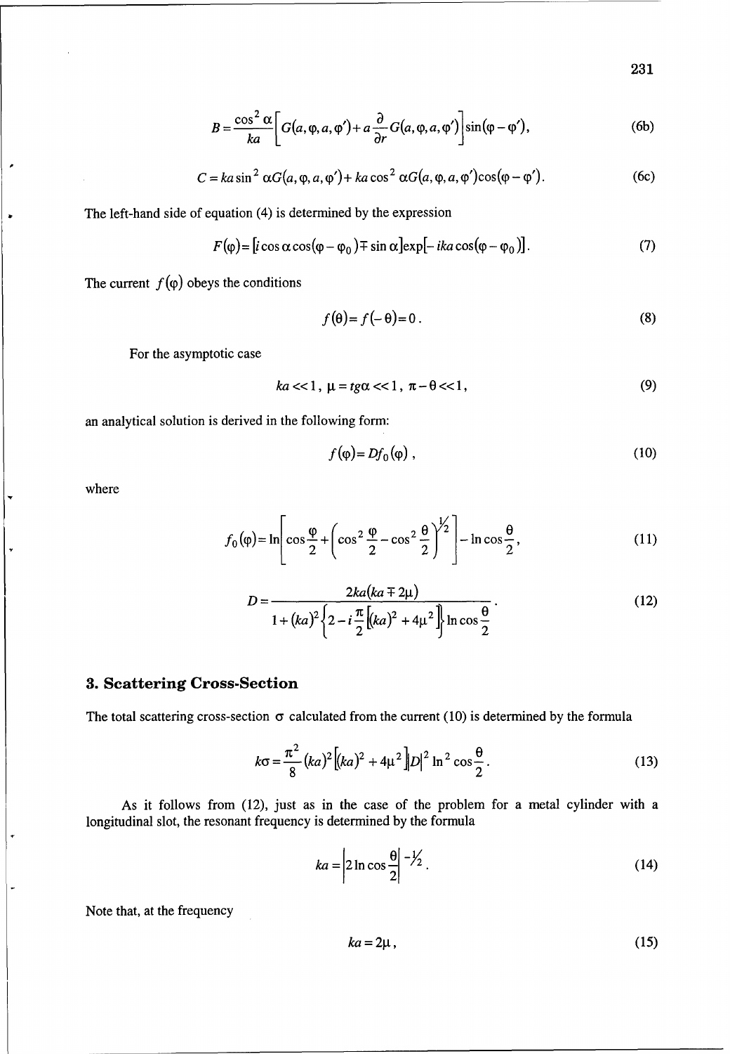$$B = \frac{\cos^2 \alpha}{ka}\left[ G(a, \varphi, a, \varphi') + a\frac{\partial}{\partial r} G(a, \varphi, a, \varphi') \right] \sin(\varphi - \varphi'), \tag{6b}$$

$$C = ka \sin^2 \alpha G(a, \varphi, a, \varphi') + ka \cos^2 \alpha G(a, \varphi, a, \varphi') \cos(\varphi - \varphi'). \tag{6c}$$

The left-hand side of equation (4) is determined by the expression

$$F(\varphi) = [i \cos \alpha \cos(\varphi - \varphi_0) \mp \sin \alpha] \exp[-ika \cos(\varphi - \varphi_0)]. \tag{7}$$

The current $f(\varphi)$ obeys the conditions

$$f(\theta) = f(-\theta) = 0. \tag{8}$$

For the asymptotic case

$$ka << 1, \; \mu = tg\alpha << 1, \; \pi - \theta << 1, \tag{9}$$

an analytical solution is derived in the following form:

$$f(\varphi) = D f_0(\varphi), \tag{10}$$

where

$$f_0(\varphi) = \ln\left[ \cos\frac{\varphi}{2} + \left( \cos^2\frac{\varphi}{2} - \cos^2\frac{\theta}{2} \right)^{1/2} \right] - \ln \cos\frac{\theta}{2}, \tag{11}$$

$$D = \frac{2ka(ka \mp 2\mu)}{1 + (ka)^2 \left\{ 2 - i\frac{\pi}{2}\left[ (ka)^2 + 4\mu^2 \right] \right\} \ln \cos\frac{\theta}{2}}. \tag{12}$$

## 3. Scattering Cross-Section

The total scattering cross-section $\sigma$ calculated from the current (10) is determined by the formula

$$k\sigma = \frac{\pi^2}{8}(ka)^2\left[ (ka)^2 + 4\mu^2 \right] |D|^2 \ln^2 \cos\frac{\theta}{2}. \tag{13}$$

As it follows from (12), just as in the case of the problem for a metal cylinder with a longitudinal slot, the resonant frequency is determined by the formula

$$ka = \left| 2 \ln \cos\frac{\theta}{2} \right|^{-1/2}. \tag{14}$$

Note that, at the frequency

$$ka = 2\mu, \tag{15}$$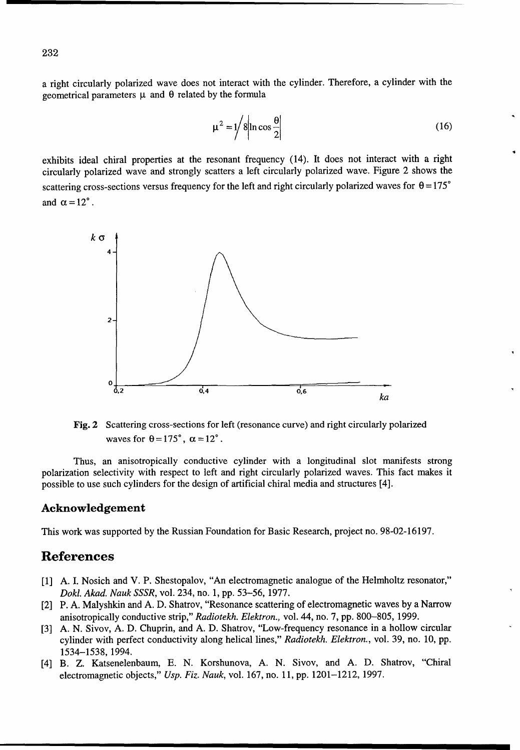a right circularly polarized wave does not interact with the cylinder. Therefore, a cylinder with the geometrical parameters $\mu$ and $\theta$ related by the formula

$$\mu^2 = 1\Big/ 8\left|\ln \cos \frac{\theta}{2}\right| \tag{16}$$

exhibits ideal chiral properties at the resonant frequency (14). It does not interact with a right circularly polarized wave and strongly scatters a left circularly polarized wave. Figure 2 shows the scattering cross-sections versus frequency for the left and right circularly polarized waves for $\theta = 175^\circ$ and $\alpha = 12^\circ$.

$k\sigma$

4

2

0

0,2

0,4

0,6

$ka$

**Fig. 2** Scattering cross-sections for left (resonance curve) and right circularly polarized waves for $\theta = 175^\circ$, $\alpha = 12^\circ$.

Thus, an anisotropically conductive cylinder with a longitudinal slot manifests strong polarization selectivity with respect to left and right circularly polarized waves. This fact makes it possible to use such cylinders for the design of artificial chiral media and structures [4].

### Acknowledgement

This work was supported by the Russian Foundation for Basic Research, project no. 98-02-16197.

## References

[1] A. I. Nosich and V. P. Shestopalov, "An electromagnetic analogue of the Helmholtz resonator," *Dokl. Akad. Nauk SSSR*, vol. 234, no. 1, pp. 53–56, 1977.

[2] P. A. Malyshkin and A. D. Shatrov, "Resonance scattering of electromagnetic waves by a Narrow anisotropically conductive strip," *Radiotekh. Elektron.,* vol. 44, no. 7, pp. 800–805, 1999.

[3] A. N. Sivov, A. D. Chuprin, and A. D. Shatrov, "Low-frequency resonance in a hollow circular cylinder with perfect conductivity along helical lines," *Radiotekh. Elektron.*, vol. 39, no. 10, pp. 1534–1538, 1994.

[4] B. Z. Katsenelenbaum, E. N. Korshunova, A. N. Sivov, and A. D. Shatrov, "Chiral electromagnetic objects," *Usp. Fiz. Nauk*, vol. 167, no. 11, pp. 1201–1212, 1997.